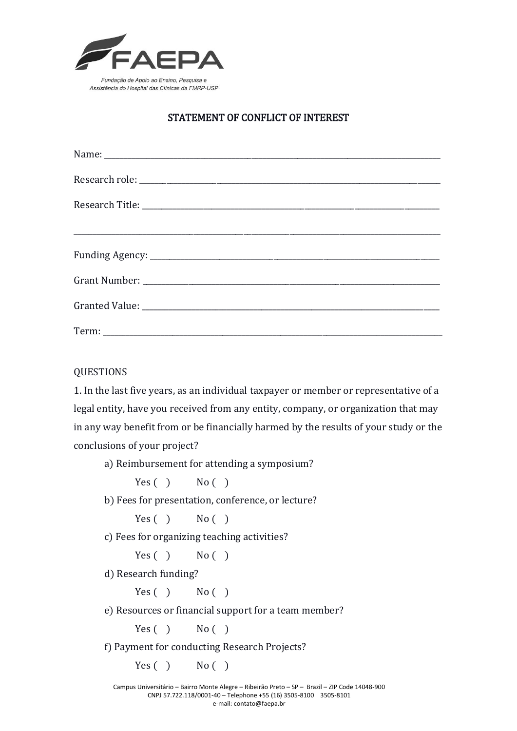FAEPA

Fundação de Apoio ao Ensino, Pesquisa e Assistência do Hospital das Clínicas da FMRP-USP

## STATEMENT OF CONFLICT OF INTEREST

Name: ______________________________________________

Research role: ______________________________________________

Research Title: ______________________________________________

______________________________________________

Funding Agency: ______________________________________________

Grant Number: ______________________________________________

Granted Value: ______________________________________________

Term: ______________________________________________

QUESTIONS

1. In the last five years, as an individual taxpayer or member or representative of a legal entity, have you received from any entity, company, or organization that may in any way benefit from or be financially harmed by the results of your study or the conclusions of your project?

   a) Reimbursement for attending a symposium?

      Yes ( ) No ( )

   b) Fees for presentation, conference, or lecture?

      Yes ( ) No ( )

   c) Fees for organizing teaching activities?

      Yes ( ) No ( )

   d) Research funding?

      Yes ( ) No ( )

   e) Resources or financial support for a team member?

      Yes ( ) No ( )

   f) Payment for conducting Research Projects?

      Yes ( ) No ( )

Campus Universitário – Bairro Monte Alegre – Ribeirão Preto – SP – Brazil – ZIP Code 14048-900
CNPJ 57.722.118/0001-40 – Telephone +55 (16) 3505-8100 3505-8101
e-mail: contato@faepa.br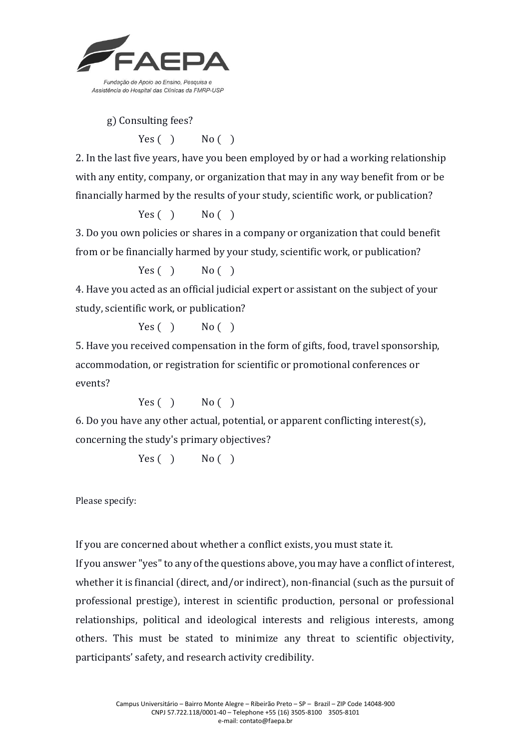g) Consulting fees?

Yes ( ) No ( )

2. In the last five years, have you been employed by or had a working relationship with any entity, company, or organization that may in any way benefit from or be financially harmed by the results of your study, scientific work, or publication?

Yes ( ) No ( )

3. Do you own policies or shares in a company or organization that could benefit from or be financially harmed by your study, scientific work, or publication?

Yes ( ) No ( )

4. Have you acted as an official judicial expert or assistant on the subject of your study, scientific work, or publication?

Yes ( ) No ( )

5. Have you received compensation in the form of gifts, food, travel sponsorship, accommodation, or registration for scientific or promotional conferences or events?

Yes ( ) No ( )

6. Do you have any other actual, potential, or apparent conflicting interest(s), concerning the study's primary objectives?

Yes ( ) No ( )

Please specify:

If you are concerned about whether a conflict exists, you must state it.

If you answer "yes" to any of the questions above, you may have a conflict of interest, whether it is financial (direct, and/or indirect), non-financial (such as the pursuit of professional prestige), interest in scientific production, personal or professional relationships, political and ideological interests and religious interests, among others. This must be stated to minimize any threat to scientific objectivity, participants' safety, and research activity credibility.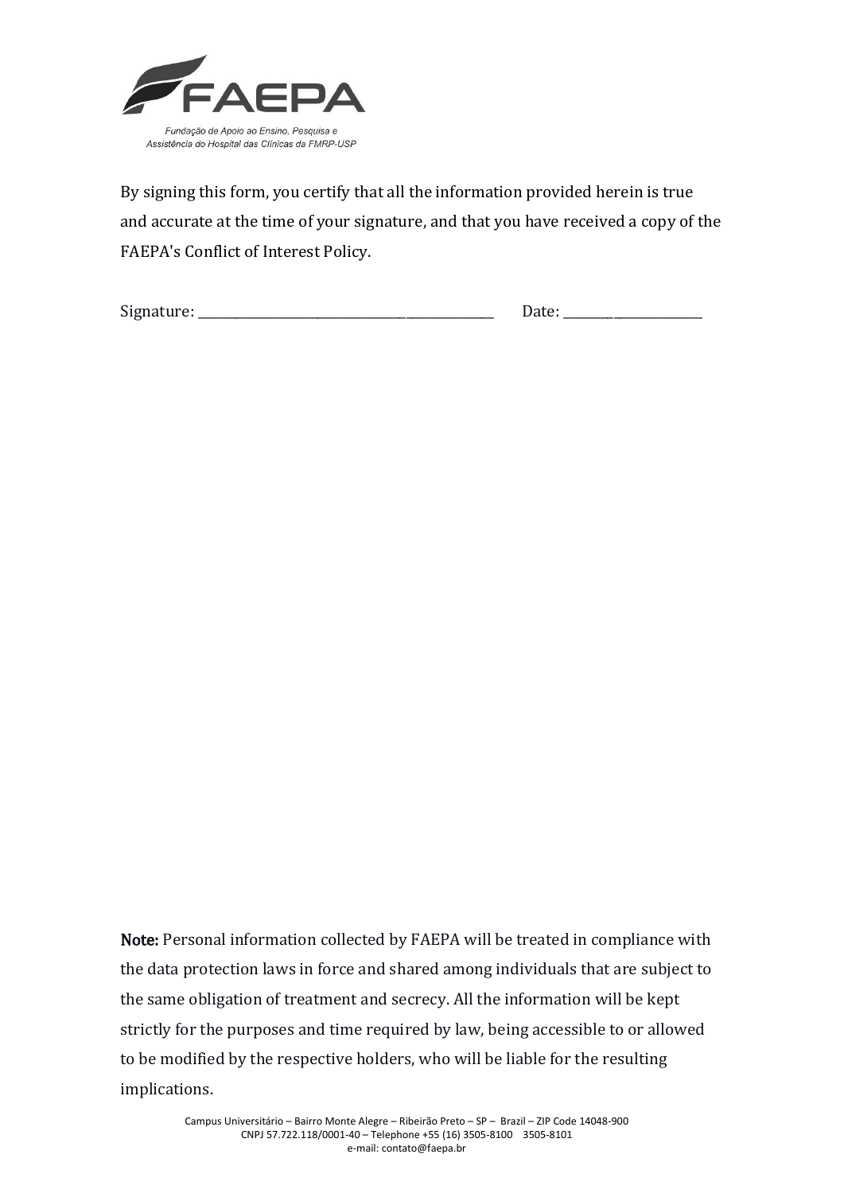FAEPA

Fundação de Apoio ao Ensino, Pesquisa e Assistência do Hospital das Clínicas da FMRP-USP

By signing this form, you certify that all the information provided herein is true and accurate at the time of your signature, and that you have received a copy of the FAEPA's Conflict of Interest Policy.

Signature: ______________________________________________ Date: _____________________

**Note:** Personal information collected by FAEPA will be treated in compliance with the data protection laws in force and shared among individuals that are subject to the same obligation of treatment and secrecy. All the information will be kept strictly for the purposes and time required by law, being accessible to or allowed to be modified by the respective holders, who will be liable for the resulting implications.

Campus Universitário – Bairro Monte Alegre – Ribeirão Preto – SP – Brazil – ZIP Code 14048-900
CNPJ 57.722.118/0001-40 – Telephone +55 (16) 3505-8100 3505-8101
e-mail: contato@faepa.br